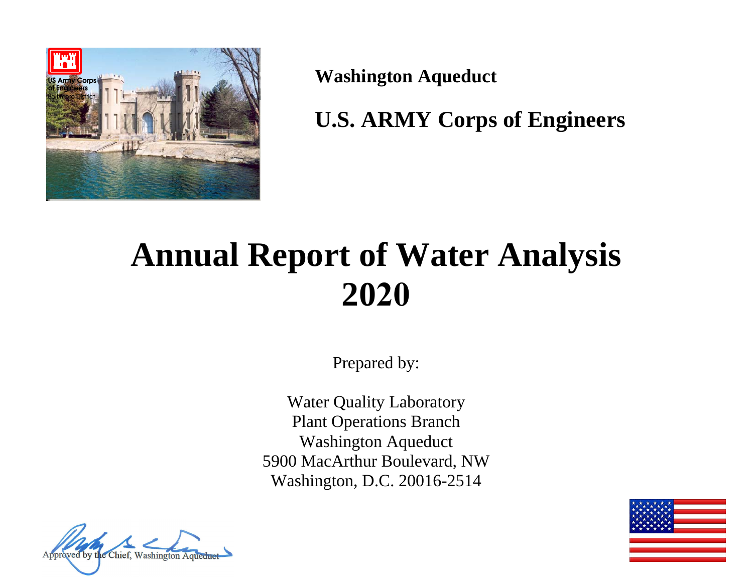**Washington Aqueduct**

**U.S. ARMY Corps of Engineers**

# Annual Report of Water Analysis 2020

Prepared by:

Water Quality Laboratory
Plant Operations Branch
Washington Aqueduct
5900 MacArthur Boulevard, NW
Washington, D.C. 20016-2514

Approved by the Chief, Washington Aqueduct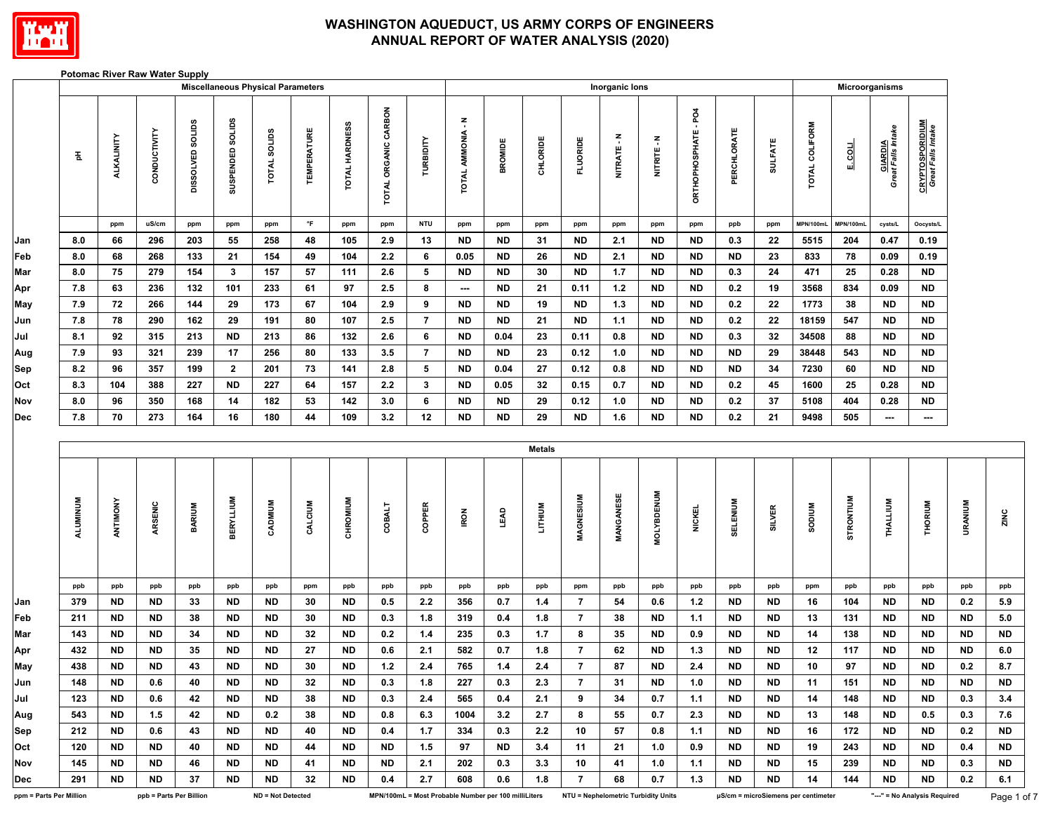# WASHINGTON AQUEDUCT, US ARMY CORPS OF ENGINEERS
# ANNUAL REPORT OF WATER ANALYSIS (2020)

**Potomac River Raw Water Supply**

| | Miscellaneous Physical Parameters | | | | | | | | | | Inorganic Ions | | | | | | | | | Microorganisms | | | |
|---|---|---|---|---|---|---|---|---|---|---|---|---|---|---|---|---|---|---|---|---|---|---|---|
| | pH | ALKALINITY | CONDUCTIVITY | DISSOLVED SOLIDS | SUSPENDED SOLIDS | TOTAL SOLIDS | TEMPERATURE | TOTAL HARDNESS | TOTAL ORGANIC CARBON | TURBIDITY | TOTAL AMMONIA - N | BROMIDE | CHLORIDE | FLUORIDE | NITRATE - N | NITRITE - N | ORTHOPHOSPHATE - PO4 | PERCHLORATE | SULFATE | TOTAL COLIFORM | E. COLI | GIARDIA *Great Falls Intake* | CRYPTOSPORIDIUM *Great Falls Intake* |
| | | ppm | uS/cm | ppm | ppm | ppm | °F | ppm | ppm | NTU | ppm | ppm | ppm | ppm | ppm | ppm | ppm | ppb | ppm | MPN/100mL | MPN/100mL | cysts/L | Oocysts/L |
| Jan | 8.0 | 66 | 296 | 203 | 55 | 258 | 48 | 105 | 2.9 | 13 | ND | ND | 31 | ND | 2.1 | ND | ND | 0.3 | 22 | 5515 | 204 | 0.47 | 0.19 |
| Feb | 8.0 | 68 | 268 | 133 | 21 | 154 | 49 | 104 | 2.2 | 6 | 0.05 | ND | 26 | ND | 2.1 | ND | ND | ND | 23 | 833 | 78 | 0.09 | 0.19 |
| Mar | 8.0 | 75 | 279 | 154 | 3 | 157 | 57 | 111 | 2.6 | 5 | ND | ND | 30 | ND | 1.7 | ND | ND | 0.3 | 24 | 471 | 25 | 0.28 | ND |
| Apr | 7.8 | 63 | 236 | 132 | 101 | 233 | 61 | 97 | 2.5 | 8 | --- | ND | 21 | 0.11 | 1.2 | ND | ND | 0.2 | 19 | 3568 | 834 | 0.09 | ND |
| May | 7.9 | 72 | 266 | 144 | 29 | 173 | 67 | 104 | 2.9 | 9 | ND | ND | 19 | ND | 1.3 | ND | ND | 0.2 | 22 | 1773 | 38 | ND | ND |
| Jun | 7.8 | 78 | 290 | 162 | 29 | 191 | 80 | 107 | 2.5 | 7 | ND | ND | 21 | ND | 1.1 | ND | ND | 0.2 | 22 | 18159 | 547 | ND | ND |
| Jul | 8.1 | 92 | 315 | 213 | ND | 213 | 86 | 132 | 2.6 | 6 | ND | 0.04 | 23 | 0.11 | 0.8 | ND | ND | 0.3 | 32 | 34508 | 88 | ND | ND |
| Aug | 7.9 | 93 | 321 | 239 | 17 | 256 | 80 | 133 | 3.5 | 7 | ND | ND | 23 | 0.12 | 1.0 | ND | ND | ND | 29 | 38448 | 543 | ND | ND |
| Sep | 8.2 | 96 | 357 | 199 | 2 | 201 | 73 | 141 | 2.8 | 5 | ND | 0.04 | 27 | 0.12 | 0.8 | ND | ND | ND | 34 | 7230 | 60 | ND | ND |
| Oct | 8.3 | 104 | 388 | 227 | ND | 227 | 64 | 157 | 2.2 | 3 | ND | 0.05 | 32 | 0.15 | 0.7 | ND | ND | 0.2 | 45 | 1600 | 25 | 0.28 | ND |
| Nov | 8.0 | 96 | 350 | 168 | 14 | 182 | 53 | 142 | 3.0 | 6 | ND | ND | 29 | 0.12 | 1.0 | ND | ND | 0.2 | 37 | 5108 | 404 | 0.28 | ND |
| Dec | 7.8 | 70 | 273 | 164 | 16 | 180 | 44 | 109 | 3.2 | 12 | ND | ND | 29 | ND | 1.6 | ND | ND | 0.2 | 21 | 9498 | 505 | --- | --- |

| | Metals | | | | | | | | | | | | | | | | | | | | | | | | |
|---|---|---|---|---|---|---|---|---|---|---|---|---|---|---|---|---|---|---|---|---|---|---|---|---|---|
| | ALUMINUM | ANTIMONY | ARSENIC | BARIUM | BERYLLIUM | CADMIUM | CALCIUM | CHROMIUM | COBALT | COPPER | IRON | LEAD | LITHIUM | MAGNESIUM | MANGANESE | MOLYBDENUM | NICKEL | SELENIUM | SILVER | SODIUM | STRONTIUM | THALLIUM | THORIUM | URANIUM | ZINC |
| | ppb | ppb | ppb | ppb | ppb | ppb | ppm | ppb | ppb | ppb | ppb | ppb | ppb | ppm | ppb | ppb | ppb | ppb | ppb | ppm | ppb | ppb | ppb | ppb | ppb |
| Jan | 379 | ND | ND | 33 | ND | ND | 30 | ND | 0.5 | 2.2 | 356 | 0.7 | 1.4 | 7 | 54 | 0.6 | 1.2 | ND | ND | 16 | 104 | ND | ND | 0.2 | 5.9 |
| Feb | 211 | ND | ND | 38 | ND | ND | 30 | ND | 0.3 | 1.8 | 319 | 0.4 | 1.8 | 7 | 38 | ND | 1.1 | ND | ND | 13 | 131 | ND | ND | ND | 5.0 |
| Mar | 143 | ND | ND | 34 | ND | ND | 32 | ND | 0.2 | 1.4 | 235 | 0.3 | 1.7 | 8 | 35 | ND | 0.9 | ND | ND | 14 | 138 | ND | ND | ND | ND |
| Apr | 432 | ND | ND | 35 | ND | ND | 27 | ND | 0.6 | 2.1 | 582 | 0.7 | 1.8 | 7 | 62 | ND | 1.3 | ND | ND | 12 | 117 | ND | ND | ND | 6.0 |
| May | 438 | ND | ND | 43 | ND | ND | 30 | ND | 1.2 | 2.4 | 765 | 1.4 | 2.4 | 7 | 87 | ND | 2.4 | ND | ND | 10 | 97 | ND | ND | 0.2 | 8.7 |
| Jun | 148 | ND | 0.6 | 40 | ND | ND | 32 | ND | 0.3 | 1.8 | 227 | 0.3 | 2.3 | 7 | 31 | ND | 1.0 | ND | ND | 11 | 151 | ND | ND | ND | ND |
| Jul | 123 | ND | 0.6 | 42 | ND | ND | 38 | ND | 0.3 | 2.4 | 565 | 0.4 | 2.1 | 9 | 34 | 0.7 | 1.1 | ND | ND | 14 | 148 | ND | ND | 0.3 | 3.4 |
| Aug | 543 | ND | 1.5 | 42 | ND | 0.2 | 38 | ND | 0.8 | 6.3 | 1004 | 3.2 | 2.7 | 8 | 55 | 0.7 | 2.3 | ND | ND | 13 | 148 | ND | 0.5 | 0.3 | 7.6 |
| Sep | 212 | ND | 0.6 | 43 | ND | ND | 40 | ND | 0.4 | 1.7 | 334 | 0.3 | 2.2 | 10 | 57 | 0.8 | 1.1 | ND | ND | 16 | 172 | ND | ND | 0.2 | ND |
| Oct | 120 | ND | ND | 40 | ND | ND | 44 | ND | ND | 1.5 | 97 | ND | 3.4 | 11 | 21 | 1.0 | 0.9 | ND | ND | 19 | 243 | ND | ND | 0.4 | ND |
| Nov | 145 | ND | ND | 46 | ND | ND | 41 | ND | ND | 2.1 | 202 | 0.3 | 3.3 | 10 | 41 | 1.0 | 1.1 | ND | ND | 15 | 239 | ND | ND | 0.3 | ND |
| Dec | 291 | ND | ND | 37 | ND | ND | 32 | ND | 0.4 | 2.7 | 608 | 0.6 | 1.8 | 7 | 68 | 0.7 | 1.3 | ND | ND | 14 | 144 | ND | ND | 0.2 | 6.1 |

ppm = Parts Per Million  ppb = Parts Per Billion  ND = Not Detected  MPN/100mL = Most Probable Number per 100 milliLiters  NTU = Nephelometric Turbidity Units  µS/cm = microSiemens per centimeter  "---" = No Analysis Required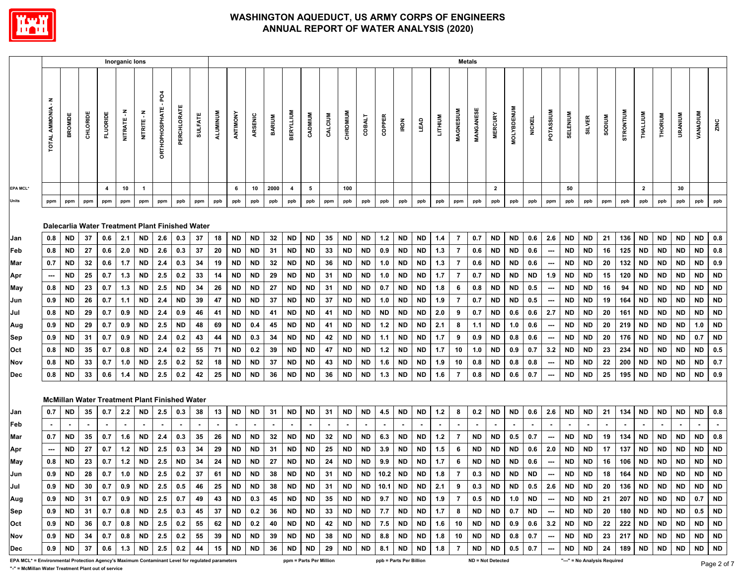# WASHINGTON AQUEDUCT, US ARMY CORPS OF ENGINEERS
## ANNUAL REPORT OF WATER ANALYSIS (2020)

| | Inorganic Ions | | | | | | | | | Metals | | | | | | | | | | | | | | | | | | | | | | | | | | | |
|---|---|---|---|---|---|---|---|---|---|---|---|---|---|---|---|---|---|---|---|---|---|---|---|---|---|---|---|---|---|---|---|---|---|---|---|---|---|
| | TOTAL AMMONIA - N | BROMIDE | CHLORIDE | FLUORIDE | NITRATE - N | NITRITE - N | ORTHOPHOSPHATE - PO4 | PERCHLORATE | SULFATE | ALUMINUM | ANTIMONY | ARSENIC | BARIUM | BERYLLIUM | CADMIUM | CALCIUM | CHROMIUM | COBALT | COPPER | IRON | LEAD | LITHIUM | MAGNESIUM | MANGANESE | MERCURY | MOLYBDENUM | NICKEL | POTASSIUM | SELENIUM | SILVER | SODIUM | STRONTIUM | THALLIUM | THORIUM | URANIUM | VANADIUM | ZINC |
| EPA MCL* | | | | 4 | 10 | 1 | | | | | 6 | 10 | 2000 | 4 | 5 | | 100 | | | | | | | | 2 | | | | 50 | | | | 2 | | 30 | | |
| Units | ppm | ppm | ppm | ppm | ppm | ppm | ppm | ppb | ppm | ppb | ppb | ppb | ppb | ppb | ppb | ppm | ppb | ppb | ppb | ppb | ppb | ppb | ppm | ppb | ppb | ppb | ppb | ppm | ppb | ppb | ppm | ppb | ppb | ppb | ppb | ppb | ppb |
| **Dalecarlia Water Treatment Plant Finished Water** | | | | | | | | | | | | | | | | | | | | | | | | | | | | | | | | | | | | | |
| Jan | 0.8 | ND | 37 | 0.6 | 2.1 | ND | 2.6 | 0.3 | 37 | 18 | ND | ND | 32 | ND | ND | 35 | ND | ND | 1.2 | ND | ND | 1.4 | 7 | 0.7 | ND | ND | 0.6 | 2.6 | ND | ND | 21 | 136 | ND | ND | ND | ND | 0.8 |
| Feb | 0.8 | ND | 27 | 0.6 | 2.0 | ND | 2.6 | 0.3 | 37 | 20 | ND | ND | 31 | ND | ND | 33 | ND | ND | 0.9 | ND | ND | 1.3 | 7 | 0.6 | ND | ND | 0.6 | --- | ND | ND | 16 | 125 | ND | ND | ND | ND | 0.8 |
| Mar | 0.7 | ND | 32 | 0.6 | 1.7 | ND | 2.4 | 0.3 | 34 | 19 | ND | ND | 32 | ND | ND | 36 | ND | ND | 1.0 | ND | ND | 1.3 | 7 | 0.6 | ND | ND | 0.6 | --- | ND | ND | 20 | 132 | ND | ND | ND | ND | 0.9 |
| Apr | --- | ND | 25 | 0.7 | 1.3 | ND | 2.5 | 0.2 | 33 | 14 | ND | ND | 29 | ND | ND | 31 | ND | ND | 1.0 | ND | ND | 1.7 | 7 | 0.7 | ND | ND | ND | 1.9 | ND | ND | 15 | 120 | ND | ND | ND | ND | ND |
| May | 0.8 | ND | 23 | 0.7 | 1.3 | ND | 2.5 | ND | 34 | 26 | ND | ND | 27 | ND | ND | 31 | ND | ND | 0.7 | ND | ND | 1.8 | 6 | 0.8 | ND | ND | 0.5 | --- | ND | ND | 16 | 94 | ND | ND | ND | ND | ND |
| Jun | 0.9 | ND | 26 | 0.7 | 1.1 | ND | 2.4 | ND | 39 | 47 | ND | ND | 37 | ND | ND | 37 | ND | ND | 1.0 | ND | ND | 1.9 | 7 | 0.7 | ND | ND | 0.5 | --- | ND | ND | 19 | 164 | ND | ND | ND | ND | ND |
| Jul | 0.8 | ND | 29 | 0.7 | 0.9 | ND | 2.4 | 0.9 | 46 | 41 | ND | ND | 41 | ND | ND | 41 | ND | ND | ND | ND | ND | 2.0 | 9 | 0.7 | ND | 0.6 | 0.6 | 2.7 | ND | ND | 20 | 161 | ND | ND | ND | ND | ND |
| Aug | 0.9 | ND | 29 | 0.7 | 0.9 | ND | 2.5 | ND | 48 | 69 | ND | 0.4 | 45 | ND | ND | 41 | ND | ND | 1.2 | ND | ND | 2.1 | 8 | 1.1 | ND | 1.0 | 0.6 | --- | ND | ND | 20 | 219 | ND | ND | ND | 1.0 | ND |
| Sep | 0.9 | ND | 31 | 0.7 | 0.9 | ND | 2.4 | 0.2 | 43 | 44 | ND | 0.3 | 34 | ND | ND | 42 | ND | ND | 1.1 | ND | ND | 1.7 | 9 | 0.9 | ND | 0.8 | 0.6 | --- | ND | ND | 20 | 176 | ND | ND | ND | 0.7 | ND |
| Oct | 0.8 | ND | 35 | 0.7 | 0.8 | ND | 2.4 | 0.2 | 55 | 71 | ND | 0.2 | 39 | ND | ND | 47 | ND | ND | 1.2 | ND | ND | 1.7 | 10 | 1.0 | ND | 0.9 | 0.7 | 3.2 | ND | ND | 23 | 234 | ND | ND | ND | ND | 0.5 |
| Nov | 0.8 | ND | 33 | 0.7 | 1.0 | ND | 2.5 | 0.2 | 52 | 18 | ND | ND | 37 | ND | ND | 43 | ND | ND | 1.6 | ND | ND | 1.9 | 10 | 0.8 | ND | 0.8 | 0.8 | --- | ND | ND | 22 | 200 | ND | ND | ND | ND | 0.7 |
| Dec | 0.8 | ND | 33 | 0.6 | 1.4 | ND | 2.5 | 0.2 | 42 | 25 | ND | ND | 36 | ND | ND | 36 | ND | ND | 1.3 | ND | ND | 1.6 | 7 | 0.8 | ND | 0.6 | 0.7 | --- | ND | ND | 25 | 195 | ND | ND | ND | ND | 0.9 |
| **McMillan Water Treatment Plant Finished Water** | | | | | | | | | | | | | | | | | | | | | | | | | | | | | | | | | | | | | |
| Jan | 0.7 | ND | 35 | 0.7 | 2.2 | ND | 2.5 | 0.3 | 38 | 13 | ND | ND | 31 | ND | ND | 31 | ND | ND | 4.5 | ND | ND | 1.2 | 8 | 0.2 | ND | ND | 0.6 | 2.6 | ND | ND | 21 | 134 | ND | ND | ND | ND | 0.8 |
| Feb | - | - | - | - | - | - | - | - | - | - | - | - | - | - | - | - | - | - | - | - | - | - | - | - | - | - | - | - | - | - | - | - | - | - | - | - | - |
| Mar | 0.7 | ND | 35 | 0.7 | 1.6 | ND | 2.4 | 0.3 | 35 | 26 | ND | ND | 32 | ND | ND | 32 | ND | ND | 6.3 | ND | ND | 1.2 | 7 | ND | ND | 0.5 | 0.7 | --- | ND | ND | 19 | 134 | ND | ND | ND | ND | 0.8 |
| Apr | --- | ND | 27 | 0.7 | 1.2 | ND | 2.5 | 0.3 | 34 | 29 | ND | ND | 31 | ND | ND | 25 | ND | ND | 3.9 | ND | ND | 1.5 | 6 | ND | ND | ND | 0.6 | 2.0 | ND | ND | 17 | 137 | ND | ND | ND | ND | ND |
| May | 0.8 | ND | 23 | 0.7 | 1.2 | ND | 2.5 | ND | 34 | 24 | ND | ND | 27 | ND | ND | 24 | ND | ND | 9.9 | ND | ND | 1.7 | 6 | ND | ND | ND | 0.6 | --- | ND | ND | 16 | 106 | ND | ND | ND | ND | ND |
| Jun | 0.9 | ND | 28 | 0.7 | 1.0 | ND | 2.5 | 0.2 | 37 | 61 | ND | ND | 38 | ND | ND | 31 | ND | ND | 10.2 | ND | ND | 1.8 | 7 | 0.3 | ND | ND | ND | --- | ND | ND | 18 | 164 | ND | ND | ND | ND | ND |
| Jul | 0.9 | ND | 30 | 0.7 | 0.9 | ND | 2.5 | 0.5 | 46 | 25 | ND | ND | 38 | ND | ND | 31 | ND | ND | 10.1 | ND | ND | 2.1 | 9 | 0.3 | ND | ND | 0.5 | 2.6 | ND | ND | 20 | 136 | ND | ND | ND | ND | ND |
| Aug | 0.9 | ND | 31 | 0.7 | 0.9 | ND | 2.5 | 0.7 | 49 | 43 | ND | 0.3 | 45 | ND | ND | 35 | ND | ND | 9.7 | ND | ND | 1.9 | 7 | 0.5 | ND | 1.0 | ND | --- | ND | ND | 21 | 207 | ND | ND | ND | 0.7 | ND |
| Sep | 0.9 | ND | 31 | 0.7 | 0.8 | ND | 2.5 | 0.3 | 45 | 37 | ND | 0.2 | 36 | ND | ND | 33 | ND | ND | 7.7 | ND | ND | 1.7 | 8 | ND | ND | 0.7 | ND | --- | ND | ND | 20 | 180 | ND | ND | ND | 0.5 | ND |
| Oct | 0.9 | ND | 36 | 0.7 | 0.8 | ND | 2.5 | 0.2 | 55 | 62 | ND | 0.2 | 40 | ND | ND | 42 | ND | ND | 7.5 | ND | ND | 1.6 | 10 | ND | ND | 0.9 | 0.6 | 3.2 | ND | ND | 22 | 222 | ND | ND | ND | ND | ND |
| Nov | 0.9 | ND | 34 | 0.7 | 0.8 | ND | 2.5 | 0.2 | 55 | 39 | ND | ND | 39 | ND | ND | 38 | ND | ND | 8.8 | ND | ND | 1.8 | 10 | ND | ND | 0.8 | 0.7 | --- | ND | ND | 23 | 217 | ND | ND | ND | ND | ND |
| Dec | 0.9 | ND | 37 | 0.6 | 1.3 | ND | 2.5 | 0.2 | 44 | 15 | ND | ND | 36 | ND | ND | 29 | ND | ND | 8.1 | ND | ND | 1.8 | 7 | ND | ND | 0.5 | 0.7 | --- | ND | ND | 24 | 189 | ND | ND | ND | ND | ND |

EPA MCL* = Environmental Protection Agency's Maximum Contaminant Level for regulated parameters; ppm = Parts Per Million; ppb = Parts Per Billion; ND = Not Detected; "---" = No Analysis Required

"-" = McMillan Water Treatment Plant out of service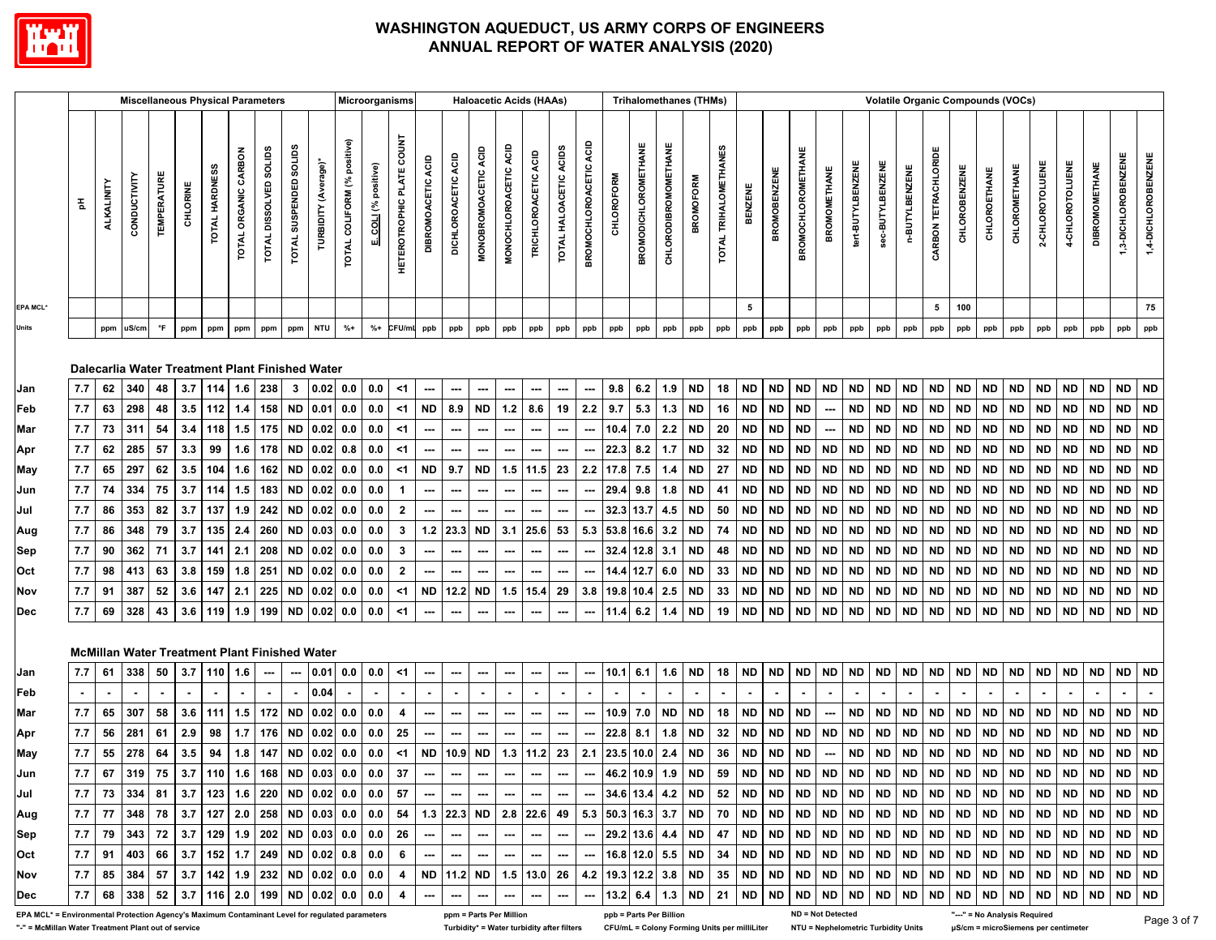# WASHINGTON AQUEDUCT, US ARMY CORPS OF ENGINEERS
## ANNUAL REPORT OF WATER ANALYSIS (2020)

| | Miscellaneous Physical Parameters | | | | | | | | | | Microorganisms | | | Haloacetic Acids (HAAs) | | | | | | | Trihalomethanes (THMs) | | | | | Volatile Organic Compounds (VOCs) | | | | | | | | | | | | | | | | | | |
|---|---|---|---|---|---|---|---|---|---|---|---|---|---|---|---|---|---|---|---|---|---|---|---|---|---|---|---|---|---|---|---|---|---|---|---|---|---|---|---|---|---|---|---|
| | pH | ALKALINITY | CONDUCTIVITY | TEMPERATURE | CHLORINE | TOTAL HARDNESS | TOTAL ORGANIC CARBON | TOTAL DISSOLVED SOLIDS | TOTAL SUSPENDED SOLIDS | TURBIDITY (Average)* | TOTAL COLIFORM (% positive) | E. COLI (% positive) | HETEROTROPHIC PLATE COUNT | DIBROMOACETIC ACID | DICHLOROACETIC ACID | MONOBROMOACETIC ACID | MONOCHLOROACETIC ACID | TRICHLOROACETIC ACID | TOTAL HALOACETIC ACIDS | BROMOCHLOROACETIC ACID | CHLOROFORM | BROMODICHLOROMETHANE | CHLORODIBROMOMETHANE | BROMOFORM | TOTAL TRIHALOMETHANES | BENZENE | BROMOBENZENE | BROMOCHLOROMETHANE | BROMOMETHANE | tert-BUTYLBENZENE | sec-BUTYLBENZENE | n-BUTYLBENZENE | CARBON TETRACHLORIDE | CHLOROBENZENE | CHLOROETHANE | CHLOROMETHANE | 2-CHLOROTOLUENE | 4-CHLOROTOLUENE | DIBROMOMETHANE | 1,3-DICHLOROBENZENE | 1,4-DICHLOROBENZENE |
| EPA MCL* | | | | | | | | | | | | | | | | | | | | | | | | | | 5 | | | | | | | 5 | 100 | | | | | | | 75 |
| Units | | ppm | uS/cm | °F | ppm | ppm | ppm | ppm | ppm | NTU | %+ | %+ | CFU/mL | ppb | ppb | ppb | ppb | ppb | ppb | ppb | ppb | ppb | ppb | ppb | ppb | ppb | ppb | ppb | ppb | ppb | ppb | ppb | ppb | ppb | ppb | ppb | ppb | ppb | ppb | ppb | ppb |
| **Dalecarlia Water Treatment Plant Finished Water** | | | | | | | | | | | | | | | | | | | | | | | | | | | | | | | | | | | | | | | | | |
| Jan | 7.7 | 62 | 340 | 48 | 3.7 | 114 | 1.6 | 238 | 3 | 0.02 | 0.0 | 0.0 | <1 | --- | --- | --- | --- | --- | --- | --- | 9.8 | 6.2 | 1.9 | ND | 18 | ND | ND | ND | ND | ND | ND | ND | ND | ND | ND | ND | ND | ND | ND | ND | ND |
| Feb | 7.7 | 63 | 298 | 48 | 3.5 | 112 | 1.4 | 158 | ND | 0.01 | 0.0 | 0.0 | <1 | ND | 8.9 | ND | 1.2 | 8.6 | 19 | 2.2 | 9.7 | 5.3 | 1.3 | ND | 16 | ND | ND | ND | --- | ND | ND | ND | ND | ND | ND | ND | ND | ND | ND | ND | ND |
| Mar | 7.7 | 73 | 311 | 54 | 3.4 | 118 | 1.5 | 175 | ND | 0.02 | 0.0 | 0.0 | <1 | --- | --- | --- | --- | --- | --- | --- | 10.4 | 7.0 | 2.2 | ND | 20 | ND | ND | ND | --- | ND | ND | ND | ND | ND | ND | ND | ND | ND | ND | ND | ND |
| Apr | 7.7 | 62 | 285 | 57 | 3.3 | 99 | 1.6 | 178 | ND | 0.02 | 0.8 | 0.0 | <1 | --- | --- | --- | --- | --- | --- | --- | 22.3 | 8.2 | 1.7 | ND | 32 | ND | ND | ND | ND | ND | ND | ND | ND | ND | ND | ND | ND | ND | ND | ND | ND |
| May | 7.7 | 65 | 297 | 62 | 3.5 | 104 | 1.6 | 162 | ND | 0.02 | 0.0 | 0.0 | <1 | ND | 9.7 | ND | 1.5 | 11.5 | 23 | 2.2 | 17.8 | 7.5 | 1.4 | ND | 27 | ND | ND | ND | ND | ND | ND | ND | ND | ND | ND | ND | ND | ND | ND | ND | ND |
| Jun | 7.7 | 74 | 334 | 75 | 3.7 | 114 | 1.5 | 183 | ND | 0.02 | 0.0 | 0.0 | 1 | --- | --- | --- | --- | --- | --- | --- | 29.4 | 9.8 | 1.8 | ND | 41 | ND | ND | ND | ND | ND | ND | ND | ND | ND | ND | ND | ND | ND | ND | ND | ND |
| Jul | 7.7 | 86 | 353 | 82 | 3.7 | 137 | 1.9 | 242 | ND | 0.02 | 0.0 | 0.0 | 2 | --- | --- | --- | --- | --- | --- | --- | 32.3 | 13.7 | 4.5 | ND | 50 | ND | ND | ND | ND | ND | ND | ND | ND | ND | ND | ND | ND | ND | ND | ND | ND |
| Aug | 7.7 | 86 | 348 | 79 | 3.7 | 135 | 2.4 | 260 | ND | 0.03 | 0.0 | 0.0 | 3 | 1.2 | 23.3 | ND | 3.1 | 25.6 | 53 | 5.3 | 53.8 | 16.6 | 3.2 | ND | 74 | ND | ND | ND | ND | ND | ND | ND | ND | ND | ND | ND | ND | ND | ND | ND | ND |
| Sep | 7.7 | 90 | 362 | 71 | 3.7 | 141 | 2.1 | 208 | ND | 0.02 | 0.0 | 0.0 | 3 | --- | --- | --- | --- | --- | --- | --- | 32.4 | 12.8 | 3.1 | ND | 48 | ND | ND | ND | ND | ND | ND | ND | ND | ND | ND | ND | ND | ND | ND | ND | ND |
| Oct | 7.7 | 98 | 413 | 63 | 3.8 | 159 | 1.8 | 251 | ND | 0.02 | 0.0 | 0.0 | 2 | --- | --- | --- | --- | --- | --- | --- | 14.4 | 12.7 | 6.0 | ND | 33 | ND | ND | ND | ND | ND | ND | ND | ND | ND | ND | ND | ND | ND | ND | ND | ND |
| Nov | 7.7 | 91 | 387 | 52 | 3.6 | 147 | 2.1 | 225 | ND | 0.02 | 0.0 | 0.0 | <1 | ND | 12.2 | ND | 1.5 | 15.4 | 29 | 3.8 | 19.8 | 10.4 | 2.5 | ND | 33 | ND | ND | ND | ND | ND | ND | ND | ND | ND | ND | ND | ND | ND | ND | ND | ND |
| Dec | 7.7 | 69 | 328 | 43 | 3.6 | 119 | 1.9 | 199 | ND | 0.02 | 0.0 | 0.0 | <1 | --- | --- | --- | --- | --- | --- | --- | 11.4 | 6.2 | 1.4 | ND | 19 | ND | ND | ND | ND | ND | ND | ND | ND | ND | ND | ND | ND | ND | ND | ND | ND |
| **McMillan Water Treatment Plant Finished Water** | | | | | | | | | | | | | | | | | | | | | | | | | | | | | | | | | | | | | | | | | |
| Jan | 7.7 | 61 | 338 | 50 | 3.7 | 110 | 1.6 | --- | --- | 0.01 | 0.0 | 0.0 | <1 | --- | --- | --- | --- | --- | --- | --- | 10.1 | 6.1 | 1.6 | ND | 18 | ND | ND | ND | ND | ND | ND | ND | ND | ND | ND | ND | ND | ND | ND | ND | ND |
| Feb | - | - | - | - | - | - | - | - | - | 0.04 | - | - | - | - | - | - | - | - | - | - | - | - | - | - | - | - | - | - | - | - | - | - | - | - | - | - | - | - | - | - | - |
| Mar | 7.7 | 65 | 307 | 58 | 3.6 | 111 | 1.5 | 172 | ND | 0.02 | 0.0 | 0.0 | 4 | --- | --- | --- | --- | --- | --- | --- | 10.9 | 7.0 | ND | ND | 18 | ND | ND | ND | --- | ND | ND | ND | ND | ND | ND | ND | ND | ND | ND | ND | ND |
| Apr | 7.7 | 56 | 281 | 61 | 2.9 | 98 | 1.7 | 176 | ND | 0.02 | 0.0 | 0.0 | 25 | --- | --- | --- | --- | --- | --- | --- | 22.8 | 8.1 | 1.8 | ND | 32 | ND | ND | ND | ND | ND | ND | ND | ND | ND | ND | ND | ND | ND | ND | ND | ND |
| May | 7.7 | 55 | 278 | 64 | 3.5 | 94 | 1.8 | 147 | ND | 0.02 | 0.0 | 0.0 | <1 | ND | 10.9 | ND | 1.3 | 11.2 | 23 | 2.1 | 23.5 | 10.0 | 2.4 | ND | 36 | ND | ND | ND | --- | ND | ND | ND | ND | ND | ND | ND | ND | ND | ND | ND | ND |
| Jun | 7.7 | 67 | 319 | 75 | 3.7 | 110 | 1.6 | 168 | ND | 0.03 | 0.0 | 0.0 | 37 | --- | --- | --- | --- | --- | --- | --- | 46.2 | 10.9 | 1.9 | ND | 59 | ND | ND | ND | ND | ND | ND | ND | ND | ND | ND | ND | ND | ND | ND | ND | ND |
| Jul | 7.7 | 73 | 334 | 81 | 3.7 | 123 | 1.6 | 220 | ND | 0.02 | 0.0 | 0.0 | 57 | --- | --- | --- | --- | --- | --- | --- | 34.6 | 13.4 | 4.2 | ND | 52 | ND | ND | ND | ND | ND | ND | ND | ND | ND | ND | ND | ND | ND | ND | ND | ND |
| Aug | 7.7 | 77 | 348 | 78 | 3.7 | 127 | 2.0 | 258 | ND | 0.03 | 0.0 | 0.0 | 54 | 1.3 | 22.3 | ND | 2.8 | 22.6 | 49 | 5.3 | 50.3 | 16.3 | 3.7 | ND | 70 | ND | ND | ND | ND | ND | ND | ND | ND | ND | ND | ND | ND | ND | ND | ND | ND |
| Sep | 7.7 | 79 | 343 | 72 | 3.7 | 129 | 1.9 | 202 | ND | 0.03 | 0.0 | 0.0 | 26 | --- | --- | --- | --- | --- | --- | --- | 29.2 | 13.6 | 4.4 | ND | 47 | ND | ND | ND | ND | ND | ND | ND | ND | ND | ND | ND | ND | ND | ND | ND | ND |
| Oct | 7.7 | 91 | 403 | 66 | 3.7 | 152 | 1.7 | 249 | ND | 0.02 | 0.8 | 0.0 | 6 | --- | --- | --- | --- | --- | --- | --- | 16.8 | 12.0 | 5.5 | ND | 34 | ND | ND | ND | ND | ND | ND | ND | ND | ND | ND | ND | ND | ND | ND | ND | ND |
| Nov | 7.7 | 85 | 384 | 57 | 3.7 | 142 | 1.9 | 232 | ND | 0.02 | 0.0 | 0.0 | 4 | ND | 11.2 | ND | 1.5 | 13.0 | 26 | 4.2 | 19.3 | 12.2 | 3.8 | ND | 35 | ND | ND | ND | ND | ND | ND | ND | ND | ND | ND | ND | ND | ND | ND | ND | ND |
| Dec | 7.7 | 68 | 338 | 52 | 3.7 | 116 | 2.0 | 199 | ND | 0.02 | 0.0 | 0.0 | 4 | --- | --- | --- | --- | --- | --- | --- | 13.2 | 6.4 | 1.3 | ND | 21 | ND | ND | ND | ND | ND | ND | ND | ND | ND | ND | ND | ND | ND | ND | ND | ND |

EPA MCL* = Environmental Protection Agency's Maximum Contaminant Level for regulated parameters
"-" = McMillan Water Treatment Plant out of service
ppm = Parts Per Million
Turbidity* = Water turbidity after filters
ppb = Parts Per Billion
CFU/mL = Colony Forming Units per milliLiter
ND = Not Detected
NTU = Nephelometric Turbidity Units
"---" = No Analysis Required
µS/cm = microSiemens per centimeter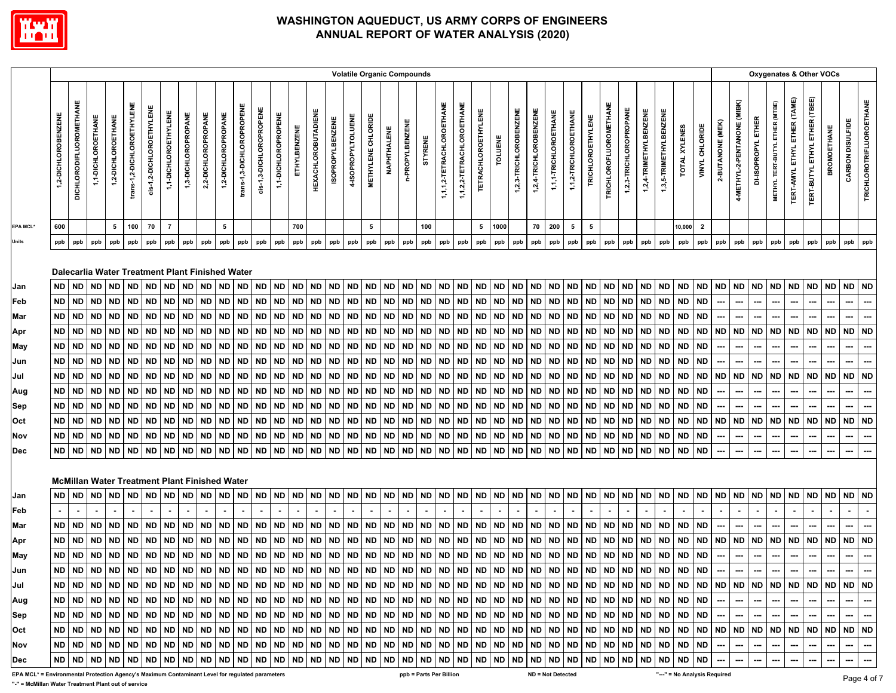# WASHINGTON AQUEDUCT, US ARMY CORPS OF ENGINEERS
# ANNUAL REPORT OF WATER ANALYSIS (2020)

| | Volatile Organic Compounds | | | | | | | | | | | | | | | | | | | | | | | | | | | | | | | | | | | | Oxygenates & Other VOCs | | | | | | | | |
|---|---|---|---|---|---|---|---|---|---|---|---|---|---|---|---|---|---|---|---|---|---|---|---|---|---|---|---|---|---|---|---|---|---|---|---|---|---|---|---|---|---|---|---|---|---|
| | 1,2-DICHLOROBENZENE | DICHLORODIFLUOROMETHANE | 1,1-DICHLOROETHANE | 1,2-DICHLOROETHANE | trans-1,2-DICHLOROETHYLENE | cis-1,2-DICHLOROETHYLENE | 1,1-DICHLOROETHYLENE | 1,3-DICHLOROPROPANE | 2,2-DICHLOROPROPANE | 1,2-DICHLOROPROPANE | trans-1,3-DICHLOROPROPENE | cis-1,3-DICHLOROPROPENE | 1,1-DICHLOROPROPENE | ETHYLBENZENE | HEXACHLOROBUTADIENE | ISOPROPYLBENZENE | 4-ISOPROPYLTOLUENE | METHYLENE CHLORIDE | NAPHTHALENE | n-PROPYLBENZENE | STYRENE | 1,1,1,2-TETRACHLOROETHANE | 1,1,2,2-TETRACHLOROETHANE | TETRACHLOROETHYLENE | TOLUENE | 1,2,3-TRICHLOROBENZENE | 1,2,4-TRICHLOROBENZENE | 1,1,1-TRICHLOROETHANE | 1,1,2-TRICHLOROETHANE | TRICHLOROETHYLENE | TRICHLOROFLUOROMETHANE | 1,2,3-TRICHLOROPROPANE | 1,2,4-TRIMETHYLBENZENE | 1,3,5-TRIMETHYLBENZENE | TOTAL XYLENES | VINYL CHLORIDE | 2-BUTANONE (MEK) | 4-METHYL-2-PENTANONE (MIBK) | DI-ISOPROPYL ETHER | METHYL TERT-BUTYL ETHER (MTBE) | TERT-AMYL ETHYL ETHER (TAME) | TERT-BUTYL ETHYL ETHER (TBEE) | BROMOETHANE | CARBON DISULFIDE | TRICHLOROTRIFLUOROETHANE |
| EPA MCL* | 600 | | | 5 | 100 | 70 | 7 | | | 5 | | | | 700 | | | | 5 | | | 100 | | | 5 | 1000 | | 70 | 200 | 5 | 5 | | | | | 10,000 | 2 | | | | | | | | | |
| Units | ppb | ppb | ppb | ppb | ppb | ppb | ppb | ppb | ppb | ppb | ppb | ppb | ppb | ppb | ppb | ppb | ppb | ppb | ppb | ppb | ppb | ppb | ppb | ppb | ppb | ppb | ppb | ppb | ppb | ppb | ppb | ppb | ppb | ppb | ppb | ppb | ppb | ppb | ppb | ppb | ppb | ppb | ppb | ppb | ppb |
| **Dalecarlia Water Treatment Plant Finished Water** | | | | | | | | | | | | | | | | | | | | | | | | | | | | | | | | | | | | | | | | | | | | | |
| Jan | ND | ND | ND | ND | ND | ND | ND | ND | ND | ND | ND | ND | ND | ND | ND | ND | ND | ND | ND | ND | ND | ND | ND | ND | ND | ND | ND | ND | ND | ND | ND | ND | ND | ND | ND | ND | ND | ND | ND | ND | ND | ND | ND | ND | ND |
| Feb | ND | ND | ND | ND | ND | ND | ND | ND | ND | ND | ND | ND | ND | ND | ND | ND | ND | ND | ND | ND | ND | ND | ND | ND | ND | ND | ND | ND | ND | ND | ND | ND | ND | ND | ND | ND | --- | --- | --- | --- | --- | --- | --- | --- | --- |
| Mar | ND | ND | ND | ND | ND | ND | ND | ND | ND | ND | ND | ND | ND | ND | ND | ND | ND | ND | ND | ND | ND | ND | ND | ND | ND | ND | ND | ND | ND | ND | ND | ND | ND | ND | ND | ND | --- | --- | --- | --- | --- | --- | --- | --- | --- |
| Apr | ND | ND | ND | ND | ND | ND | ND | ND | ND | ND | ND | ND | ND | ND | ND | ND | ND | ND | ND | ND | ND | ND | ND | ND | ND | ND | ND | ND | ND | ND | ND | ND | ND | ND | ND | ND | ND | ND | ND | ND | ND | ND | ND | ND | ND |
| May | ND | ND | ND | ND | ND | ND | ND | ND | ND | ND | ND | ND | ND | ND | ND | ND | ND | ND | ND | ND | ND | ND | ND | ND | ND | ND | ND | ND | ND | ND | ND | ND | ND | ND | ND | ND | --- | --- | --- | --- | --- | --- | --- | --- | --- |
| Jun | ND | ND | ND | ND | ND | ND | ND | ND | ND | ND | ND | ND | ND | ND | ND | ND | ND | ND | ND | ND | ND | ND | ND | ND | ND | ND | ND | ND | ND | ND | ND | ND | ND | ND | ND | ND | --- | --- | --- | --- | --- | --- | --- | --- | --- |
| Jul | ND | ND | ND | ND | ND | ND | ND | ND | ND | ND | ND | ND | ND | ND | ND | ND | ND | ND | ND | ND | ND | ND | ND | ND | ND | ND | ND | ND | ND | ND | ND | ND | ND | ND | ND | ND | ND | ND | ND | ND | ND | ND | ND | ND | ND |
| Aug | ND | ND | ND | ND | ND | ND | ND | ND | ND | ND | ND | ND | ND | ND | ND | ND | ND | ND | ND | ND | ND | ND | ND | ND | ND | ND | ND | ND | ND | ND | ND | ND | ND | ND | ND | ND | --- | --- | --- | --- | --- | --- | --- | --- | --- |
| Sep | ND | ND | ND | ND | ND | ND | ND | ND | ND | ND | ND | ND | ND | ND | ND | ND | ND | ND | ND | ND | ND | ND | ND | ND | ND | ND | ND | ND | ND | ND | ND | ND | ND | ND | ND | ND | --- | --- | --- | --- | --- | --- | --- | --- | --- |
| Oct | ND | ND | ND | ND | ND | ND | ND | ND | ND | ND | ND | ND | ND | ND | ND | ND | ND | ND | ND | ND | ND | ND | ND | ND | ND | ND | ND | ND | ND | ND | ND | ND | ND | ND | ND | ND | ND | ND | ND | ND | ND | ND | ND | ND | ND |
| Nov | ND | ND | ND | ND | ND | ND | ND | ND | ND | ND | ND | ND | ND | ND | ND | ND | ND | ND | ND | ND | ND | ND | ND | ND | ND | ND | ND | ND | ND | ND | ND | ND | ND | ND | ND | ND | --- | --- | --- | --- | --- | --- | --- | --- | --- |
| Dec | ND | ND | ND | ND | ND | ND | ND | ND | ND | ND | ND | ND | ND | ND | ND | ND | ND | ND | ND | ND | ND | ND | ND | ND | ND | ND | ND | ND | ND | ND | ND | ND | ND | ND | ND | ND | --- | --- | --- | --- | --- | --- | --- | --- | --- |
| **McMillan Water Treatment Plant Finished Water** | | | | | | | | | | | | | | | | | | | | | | | | | | | | | | | | | | | | | | | | | | | | | |
| Jan | ND | ND | ND | ND | ND | ND | ND | ND | ND | ND | ND | ND | ND | ND | ND | ND | ND | ND | ND | ND | ND | ND | ND | ND | ND | ND | ND | ND | ND | ND | ND | ND | ND | ND | ND | ND | ND | ND | ND | ND | ND | ND | ND | ND | ND |
| Feb | - | - | - | - | - | - | - | - | - | - | - | - | - | - | - | - | - | - | - | - | - | - | - | - | - | - | - | - | - | - | - | - | - | - | - | - | - | - | - | - | - | - | - | - | - |
| Mar | ND | ND | ND | ND | ND | ND | ND | ND | ND | ND | ND | ND | ND | ND | ND | ND | ND | ND | ND | ND | ND | ND | ND | ND | ND | ND | ND | ND | ND | ND | ND | ND | ND | ND | ND | ND | --- | --- | --- | --- | --- | --- | --- | --- | --- |
| Apr | ND | ND | ND | ND | ND | ND | ND | ND | ND | ND | ND | ND | ND | ND | ND | ND | ND | ND | ND | ND | ND | ND | ND | ND | ND | ND | ND | ND | ND | ND | ND | ND | ND | ND | ND | ND | ND | ND | ND | ND | ND | ND | ND | ND | ND |
| May | ND | ND | ND | ND | ND | ND | ND | ND | ND | ND | ND | ND | ND | ND | ND | ND | ND | ND | ND | ND | ND | ND | ND | ND | ND | ND | ND | ND | ND | ND | ND | ND | ND | ND | ND | ND | --- | --- | --- | --- | --- | --- | --- | --- | --- |
| Jun | ND | ND | ND | ND | ND | ND | ND | ND | ND | ND | ND | ND | ND | ND | ND | ND | ND | ND | ND | ND | ND | ND | ND | ND | ND | ND | ND | ND | ND | ND | ND | ND | ND | ND | ND | ND | --- | --- | --- | --- | --- | --- | --- | --- | --- |
| Jul | ND | ND | ND | ND | ND | ND | ND | ND | ND | ND | ND | ND | ND | ND | ND | ND | ND | ND | ND | ND | ND | ND | ND | ND | ND | ND | ND | ND | ND | ND | ND | ND | ND | ND | ND | ND | ND | ND | ND | ND | ND | ND | ND | ND | ND |
| Aug | ND | ND | ND | ND | ND | ND | ND | ND | ND | ND | ND | ND | ND | ND | ND | ND | ND | ND | ND | ND | ND | ND | ND | ND | ND | ND | ND | ND | ND | ND | ND | ND | ND | ND | ND | ND | --- | --- | --- | --- | --- | --- | --- | --- | --- |
| Sep | ND | ND | ND | ND | ND | ND | ND | ND | ND | ND | ND | ND | ND | ND | ND | ND | ND | ND | ND | ND | ND | ND | ND | ND | ND | ND | ND | ND | ND | ND | ND | ND | ND | ND | ND | ND | --- | --- | --- | --- | --- | --- | --- | --- | --- |
| Oct | ND | ND | ND | ND | ND | ND | ND | ND | ND | ND | ND | ND | ND | ND | ND | ND | ND | ND | ND | ND | ND | ND | ND | ND | ND | ND | ND | ND | ND | ND | ND | ND | ND | ND | ND | ND | ND | ND | ND | ND | ND | ND | ND | ND | ND |
| Nov | ND | ND | ND | ND | ND | ND | ND | ND | ND | ND | ND | ND | ND | ND | ND | ND | ND | ND | ND | ND | ND | ND | ND | ND | ND | ND | ND | ND | ND | ND | ND | ND | ND | ND | ND | ND | --- | --- | --- | --- | --- | --- | --- | --- | --- |
| Dec | ND | ND | ND | ND | ND | ND | ND | ND | ND | ND | ND | ND | ND | ND | ND | ND | ND | ND | ND | ND | ND | ND | ND | ND | ND | ND | ND | ND | ND | ND | ND | ND | ND | ND | ND | ND | --- | --- | --- | --- | --- | --- | --- | --- | --- |

EPA MCL* = Environmental Protection Agency's Maximum Contaminant Level for regulated parameters    ppb = Parts Per Billion    ND = Not Detected    "---" = No Analysis Required

"-" = McMillan Water Treatment Plant out of service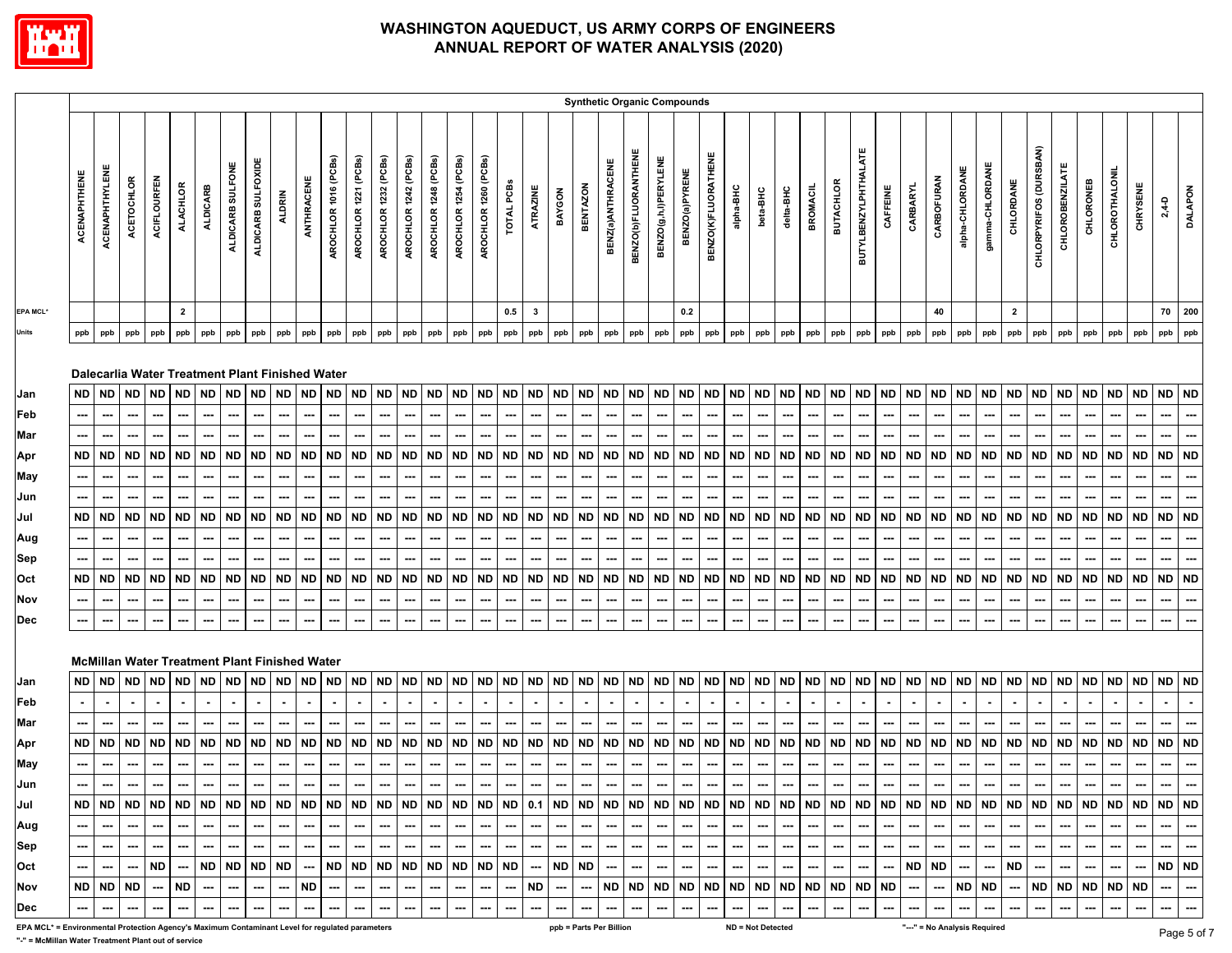# WASHINGTON AQUEDUCT, US ARMY CORPS OF ENGINEERS
## ANNUAL REPORT OF WATER ANALYSIS (2020)

**Synthetic Organic Compounds**

| | ACENAPHTHENE | ACENAPHTHYLENE | ACETOCHLOR | ACIFLOURFEN | ALACHLOR | ALDICARB | ALDICARB SULFONE | ALDICARB SULFOXIDE | ALDRIN | ANTHRACENE | AROCHLOR 1016 (PCBs) | AROCHLOR 1221 (PCBs) | AROCHLOR 1232 (PCBs) | AROCHLOR 1242 (PCBs) | AROCHLOR 1248 (PCBs) | AROCHLOR 1254 (PCBs) | AROCHLOR 1260 (PCBs) | TOTAL PCBs | ATRAZINE | BAYGON | BENTAZON | BENZ(a)ANTHRACENE | BENZO(b)FLUORANTHENE | BENZO(g,h,i)PERYLENE | BENZO(a)PYRENE | BENZO(K)FLUORATHENE | alpha-BHC | beta-BHC | delta-BHC | BROMACIL | BUTACHLOR | BUTYLBENZYLPHTHALATE | CAFFEINE | CARBARYL | CARBOFURAN | alpha-CHLORDANE | gamma-CHLORDANE | CHLORDANE | CHLORPYRIFOS (DURSBAN) | CHLOROBENZILATE | CHLORONEB | CHLOROTHALONIL | CHRYSENE | 2,4-D | DALAPON |
|---|---|---|---|---|---|---|---|---|---|---|---|---|---|---|---|---|---|---|---|---|---|---|---|---|---|---|---|---|---|---|---|---|---|---|---|---|---|---|---|---|---|---|---|---|---|
| EPA MCL* | | | | | 2 | | | | | | | | | | | | | 0.5 | 3 | | | | | | 0.2 | | | | | | | | | | 40 | | | 2 | | | | | | 70 | 200 |
| Units | ppb | ppb | ppb | ppb | ppb | ppb | ppb | ppb | ppb | ppb | ppb | ppb | ppb | ppb | ppb | ppb | ppb | ppb | ppb | ppb | ppb | ppb | ppb | ppb | ppb | ppb | ppb | ppb | ppb | ppb | ppb | ppb | ppb | ppb | ppb | ppb | ppb | ppb | ppb | ppb | ppb | ppb | ppb | ppb | ppb |
| **Dalecarlia Water Treatment Plant Finished Water** | | | | | | | | | | | | | | | | | | | | | | | | | | | | | | | | | | | | | | | | | | | | | |
| Jan | ND | ND | ND | ND | ND | ND | ND | ND | ND | ND | ND | ND | ND | ND | ND | ND | ND | ND | ND | ND | ND | ND | ND | ND | ND | ND | ND | ND | ND | ND | ND | ND | ND | ND | ND | ND | ND | ND | ND | ND | ND | ND | ND | ND | ND |
| Feb | --- | --- | --- | --- | --- | --- | --- | --- | --- | --- | --- | --- | --- | --- | --- | --- | --- | --- | --- | --- | --- | --- | --- | --- | --- | --- | --- | --- | --- | --- | --- | --- | --- | --- | --- | --- | --- | --- | --- | --- | --- | --- | --- | --- | --- |
| Mar | --- | --- | --- | --- | --- | --- | --- | --- | --- | --- | --- | --- | --- | --- | --- | --- | --- | --- | --- | --- | --- | --- | --- | --- | --- | --- | --- | --- | --- | --- | --- | --- | --- | --- | --- | --- | --- | --- | --- | --- | --- | --- | --- | --- | --- |
| Apr | ND | ND | ND | ND | ND | ND | ND | ND | ND | ND | ND | ND | ND | ND | ND | ND | ND | ND | ND | ND | ND | ND | ND | ND | ND | ND | ND | ND | ND | ND | ND | ND | ND | ND | ND | ND | ND | ND | ND | ND | ND | ND | ND | ND | ND |
| May | --- | --- | --- | --- | --- | --- | --- | --- | --- | --- | --- | --- | --- | --- | --- | --- | --- | --- | --- | --- | --- | --- | --- | --- | --- | --- | --- | --- | --- | --- | --- | --- | --- | --- | --- | --- | --- | --- | --- | --- | --- | --- | --- | --- | --- |
| Jun | --- | --- | --- | --- | --- | --- | --- | --- | --- | --- | --- | --- | --- | --- | --- | --- | --- | --- | --- | --- | --- | --- | --- | --- | --- | --- | --- | --- | --- | --- | --- | --- | --- | --- | --- | --- | --- | --- | --- | --- | --- | --- | --- | --- | --- |
| Jul | ND | ND | ND | ND | ND | ND | ND | ND | ND | ND | ND | ND | ND | ND | ND | ND | ND | ND | ND | ND | ND | ND | ND | ND | ND | ND | ND | ND | ND | ND | ND | ND | ND | ND | ND | ND | ND | ND | ND | ND | ND | ND | ND | ND | ND |
| Aug | --- | --- | --- | --- | --- | --- | --- | --- | --- | --- | --- | --- | --- | --- | --- | --- | --- | --- | --- | --- | --- | --- | --- | --- | --- | --- | --- | --- | --- | --- | --- | --- | --- | --- | --- | --- | --- | --- | --- | --- | --- | --- | --- | --- | --- |
| Sep | --- | --- | --- | --- | --- | --- | --- | --- | --- | --- | --- | --- | --- | --- | --- | --- | --- | --- | --- | --- | --- | --- | --- | --- | --- | --- | --- | --- | --- | --- | --- | --- | --- | --- | --- | --- | --- | --- | --- | --- | --- | --- | --- | --- | --- |
| Oct | ND | ND | ND | ND | ND | ND | ND | ND | ND | ND | ND | ND | ND | ND | ND | ND | ND | ND | ND | ND | ND | ND | ND | ND | ND | ND | ND | ND | ND | ND | ND | ND | ND | ND | ND | ND | ND | ND | ND | ND | ND | ND | ND | ND | ND |
| Nov | --- | --- | --- | --- | --- | --- | --- | --- | --- | --- | --- | --- | --- | --- | --- | --- | --- | --- | --- | --- | --- | --- | --- | --- | --- | --- | --- | --- | --- | --- | --- | --- | --- | --- | --- | --- | --- | --- | --- | --- | --- | --- | --- | --- | --- |
| Dec | --- | --- | --- | --- | --- | --- | --- | --- | --- | --- | --- | --- | --- | --- | --- | --- | --- | --- | --- | --- | --- | --- | --- | --- | --- | --- | --- | --- | --- | --- | --- | --- | --- | --- | --- | --- | --- | --- | --- | --- | --- | --- | --- | --- | --- |
| **McMillan Water Treatment Plant Finished Water** | | | | | | | | | | | | | | | | | | | | | | | | | | | | | | | | | | | | | | | | | | | | | |
| Jan | ND | ND | ND | ND | ND | ND | ND | ND | ND | ND | ND | ND | ND | ND | ND | ND | ND | ND | ND | ND | ND | ND | ND | ND | ND | ND | ND | ND | ND | ND | ND | ND | ND | ND | ND | ND | ND | ND | ND | ND | ND | ND | ND | ND | ND |
| Feb | - | - | - | - | - | - | - | - | - | - | - | - | - | - | - | - | - | - | - | - | - | - | - | - | - | - | - | - | - | - | - | - | - | - | - | - | - | - | - | - | - | - | - | - | - |
| Mar | --- | --- | --- | --- | --- | --- | --- | --- | --- | --- | --- | --- | --- | --- | --- | --- | --- | --- | --- | --- | --- | --- | --- | --- | --- | --- | --- | --- | --- | --- | --- | --- | --- | --- | --- | --- | --- | --- | --- | --- | --- | --- | --- | --- | --- |
| Apr | ND | ND | ND | ND | ND | ND | ND | ND | ND | ND | ND | ND | ND | ND | ND | ND | ND | ND | ND | ND | ND | ND | ND | ND | ND | ND | ND | ND | ND | ND | ND | ND | ND | ND | ND | ND | ND | ND | ND | ND | ND | ND | ND | ND | ND |
| May | --- | --- | --- | --- | --- | --- | --- | --- | --- | --- | --- | --- | --- | --- | --- | --- | --- | --- | --- | --- | --- | --- | --- | --- | --- | --- | --- | --- | --- | --- | --- | --- | --- | --- | --- | --- | --- | --- | --- | --- | --- | --- | --- | --- | --- |
| Jun | --- | --- | --- | --- | --- | --- | --- | --- | --- | --- | --- | --- | --- | --- | --- | --- | --- | --- | --- | --- | --- | --- | --- | --- | --- | --- | --- | --- | --- | --- | --- | --- | --- | --- | --- | --- | --- | --- | --- | --- | --- | --- | --- | --- | --- |
| Jul | ND | ND | ND | ND | ND | ND | ND | ND | ND | ND | ND | ND | ND | ND | ND | ND | ND | ND | 0.1 | ND | ND | ND | ND | ND | ND | ND | ND | ND | ND | ND | ND | ND | ND | ND | ND | ND | ND | ND | ND | ND | ND | ND | ND | ND | ND |
| Aug | --- | --- | --- | --- | --- | --- | --- | --- | --- | --- | --- | --- | --- | --- | --- | --- | --- | --- | --- | --- | --- | --- | --- | --- | --- | --- | --- | --- | --- | --- | --- | --- | --- | --- | --- | --- | --- | --- | --- | --- | --- | --- | --- | --- | --- |
| Sep | --- | --- | --- | --- | --- | --- | --- | --- | --- | --- | --- | --- | --- | --- | --- | --- | --- | --- | --- | --- | --- | --- | --- | --- | --- | --- | --- | --- | --- | --- | --- | --- | --- | --- | --- | --- | --- | --- | --- | --- | --- | --- | --- | --- | --- |
| Oct | --- | --- | --- | ND | --- | ND | ND | ND | ND | --- | ND | ND | ND | ND | ND | ND | ND | ND | --- | ND | ND | --- | --- | --- | --- | --- | --- | --- | --- | --- | --- | --- | --- | ND | ND | --- | --- | ND | --- | --- | --- | --- | --- | ND | ND |
| Nov | ND | ND | ND | --- | ND | --- | --- | --- | --- | ND | --- | --- | --- | --- | --- | --- | --- | --- | ND | --- | --- | ND | ND | ND | ND | ND | ND | ND | ND | ND | ND | ND | ND | --- | --- | ND | ND | --- | ND | ND | ND | ND | ND | --- | --- |
| Dec | --- | --- | --- | --- | --- | --- | --- | --- | --- | --- | --- | --- | --- | --- | --- | --- | --- | --- | --- | --- | --- | --- | --- | --- | --- | --- | --- | --- | --- | --- | --- | --- | --- | --- | --- | --- | --- | --- | --- | --- | --- | --- | --- | --- | --- |

EPA MCL* = Environmental Protection Agency's Maximum Contaminant Level for regulated parameters

"-" = McMillan Water Treatment Plant out of service

ppb = Parts Per Billion

ND = Not Detected

"---" = No Analysis Required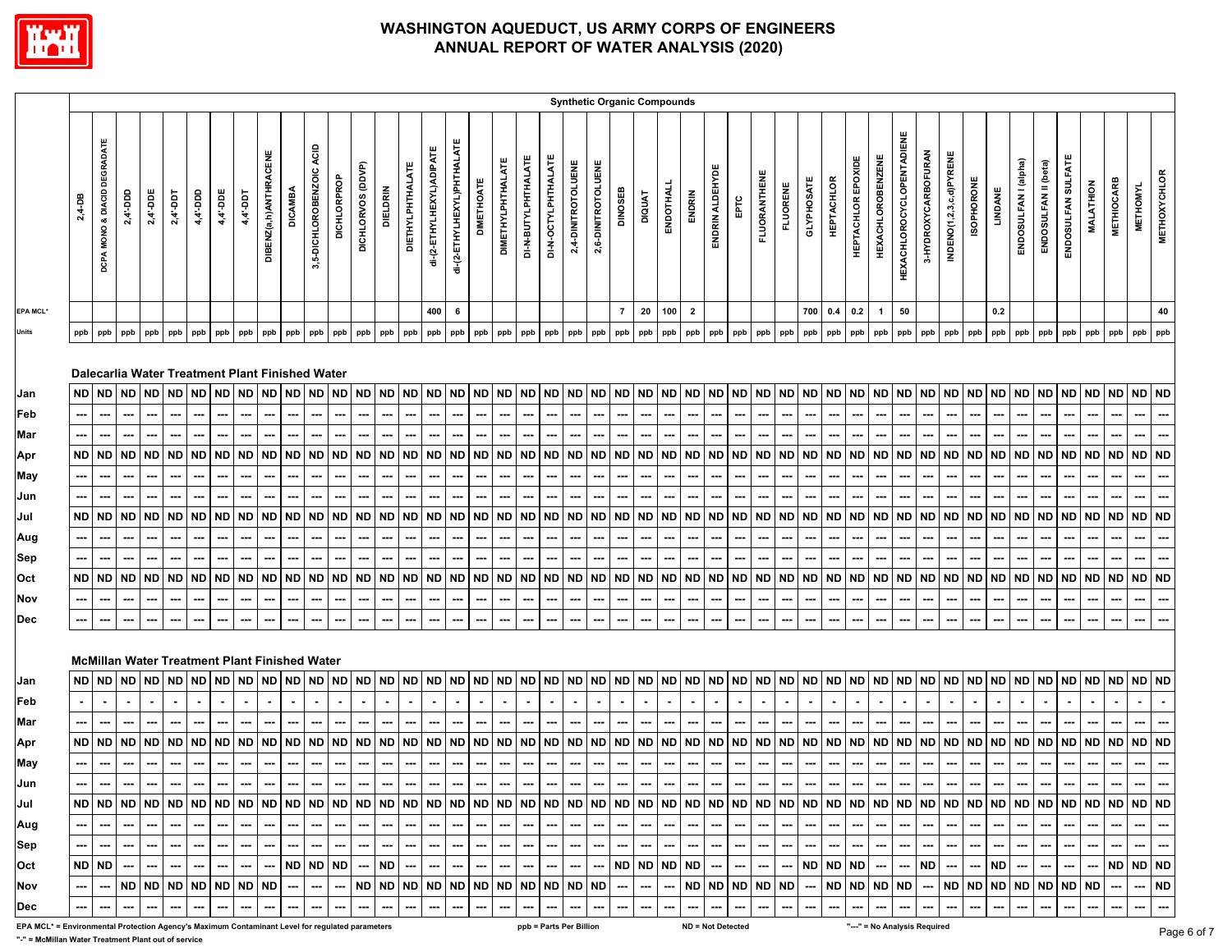# WASHINGTON AQUEDUCT, US ARMY CORPS OF ENGINEERS
# ANNUAL REPORT OF WATER ANALYSIS (2020)

| | Synthetic Organic Compounds | | | | | | | | | | | | | | | | | | | | | | | | | | | | | | | | | | | | | | | | | | | | | | |
|---|---|---|---|---|---|---|---|---|---|---|---|---|---|---|---|---|---|---|---|---|---|---|---|---|---|---|---|---|---|---|---|---|---|---|---|---|---|---|---|---|---|---|---|---|---|---|---|
| | 2,4-DB | DCPA MONO & DIACID DEGRADATE | 2,4'-DDD | 2,4'-DDE | 2,4'-DDT | 4,4'-DDD | 4,4'-DDE | 4,4'-DDT | DIBENZ(a,h)ANTHRACENE | DICAMBA | 3,5-DICHLOROBENZOIC ACID | DICHLORPROP | DICHLORVOS (DDVP) | DIELDRIN | DIETHYLPHTHALATE | di-(2-ETHYLHEXYL)ADIPATE | di-(2-ETHYLHEXYL)PHTHALATE | DIMETHOATE | DIMETHYLPHTHALATE | DI-N-BUTYLPHTHALATE | DI-N-OCTYLPHTHALATE | 2,4-DINITROTOLUENE | 2,6-DINITROTOLUENE | DINOSEB | DIQUAT | ENDOTHALL | ENDRIN | ENDRIN ALDEHYDE | EPTC | FLUORANTHENE | FLUORENE | GLYPHOSATE | HEPTACHLOR | HEPTACHLOR EPOXIDE | HEXACHLOROBENZENE | HEXACHLOROCYCLOPENTADIENE | 3-HYDROXYCARBOFURAN | INDENO(1,2,3,c,d)PYRENE | ISOPHORONE | LINDANE | ENDOSULFAN I (alpha) | ENDOSULFAN II (beta) | ENDOSULFAN SULFATE | MALATHION | METHIOCARB | METHOMYL | METHOXYCHLOR |
| EPA MCL* | | | | | | | | | | | | | | | | 400 | 6 | | | | | | | 7 | 20 | 100 | 2 | | | | | 700 | 0.4 | 0.2 | 1 | 50 | | | | 0.2 | | | | | | | 40 |
| Units | ppb | ppb | ppb | ppb | ppb | ppb | ppb | ppb | ppb | ppb | ppb | ppb | ppb | ppb | ppb | ppb | ppb | ppb | ppb | ppb | ppb | ppb | ppb | ppb | ppb | ppb | ppb | ppb | ppb | ppb | ppb | ppb | ppb | ppb | ppb | ppb | ppb | ppb | ppb | ppb | ppb | ppb | ppb | ppb | ppb | ppb | ppb |
| **Dalecarlia Water Treatment Plant Finished Water** | | | | | | | | | | | | | | | | | | | | | | | | | | | | | | | | | | | | | | | | | | | | | | | |
| Jan | ND | ND | ND | ND | ND | ND | ND | ND | ND | ND | ND | ND | ND | ND | ND | ND | ND | ND | ND | ND | ND | ND | ND | ND | ND | ND | ND | ND | ND | ND | ND | ND | ND | ND | ND | ND | ND | ND | ND | ND | ND | ND | ND | ND | ND | ND | ND |
| Feb | --- | --- | --- | --- | --- | --- | --- | --- | --- | --- | --- | --- | --- | --- | --- | --- | --- | --- | --- | --- | --- | --- | --- | --- | --- | --- | --- | --- | --- | --- | --- | --- | --- | --- | --- | --- | --- | --- | --- | --- | --- | --- | --- | --- | --- | --- | --- |
| Mar | --- | --- | --- | --- | --- | --- | --- | --- | --- | --- | --- | --- | --- | --- | --- | --- | --- | --- | --- | --- | --- | --- | --- | --- | --- | --- | --- | --- | --- | --- | --- | --- | --- | --- | --- | --- | --- | --- | --- | --- | --- | --- | --- | --- | --- | --- | --- |
| Apr | ND | ND | ND | ND | ND | ND | ND | ND | ND | ND | ND | ND | ND | ND | ND | ND | ND | ND | ND | ND | ND | ND | ND | ND | ND | ND | ND | ND | ND | ND | ND | ND | ND | ND | ND | ND | ND | ND | ND | ND | ND | ND | ND | ND | ND | ND | ND |
| May | --- | --- | --- | --- | --- | --- | --- | --- | --- | --- | --- | --- | --- | --- | --- | --- | --- | --- | --- | --- | --- | --- | --- | --- | --- | --- | --- | --- | --- | --- | --- | --- | --- | --- | --- | --- | --- | --- | --- | --- | --- | --- | --- | --- | --- | --- | --- |
| Jun | --- | --- | --- | --- | --- | --- | --- | --- | --- | --- | --- | --- | --- | --- | --- | --- | --- | --- | --- | --- | --- | --- | --- | --- | --- | --- | --- | --- | --- | --- | --- | --- | --- | --- | --- | --- | --- | --- | --- | --- | --- | --- | --- | --- | --- | --- | --- |
| Jul | ND | ND | ND | ND | ND | ND | ND | ND | ND | ND | ND | ND | ND | ND | ND | ND | ND | ND | ND | ND | ND | ND | ND | ND | ND | ND | ND | ND | ND | ND | ND | ND | ND | ND | ND | ND | ND | ND | ND | ND | ND | ND | ND | ND | ND | ND | ND |
| Aug | --- | --- | --- | --- | --- | --- | --- | --- | --- | --- | --- | --- | --- | --- | --- | --- | --- | --- | --- | --- | --- | --- | --- | --- | --- | --- | --- | --- | --- | --- | --- | --- | --- | --- | --- | --- | --- | --- | --- | --- | --- | --- | --- | --- | --- | --- | --- |
| Sep | --- | --- | --- | --- | --- | --- | --- | --- | --- | --- | --- | --- | --- | --- | --- | --- | --- | --- | --- | --- | --- | --- | --- | --- | --- | --- | --- | --- | --- | --- | --- | --- | --- | --- | --- | --- | --- | --- | --- | --- | --- | --- | --- | --- | --- | --- | --- |
| Oct | ND | ND | ND | ND | ND | ND | ND | ND | ND | ND | ND | ND | ND | ND | ND | ND | ND | ND | ND | ND | ND | ND | ND | ND | ND | ND | ND | ND | ND | ND | ND | ND | ND | ND | ND | ND | ND | ND | ND | ND | ND | ND | ND | ND | ND | ND | ND |
| Nov | --- | --- | --- | --- | --- | --- | --- | --- | --- | --- | --- | --- | --- | --- | --- | --- | --- | --- | --- | --- | --- | --- | --- | --- | --- | --- | --- | --- | --- | --- | --- | --- | --- | --- | --- | --- | --- | --- | --- | --- | --- | --- | --- | --- | --- | --- | --- |
| Dec | --- | --- | --- | --- | --- | --- | --- | --- | --- | --- | --- | --- | --- | --- | --- | --- | --- | --- | --- | --- | --- | --- | --- | --- | --- | --- | --- | --- | --- | --- | --- | --- | --- | --- | --- | --- | --- | --- | --- | --- | --- | --- | --- | --- | --- | --- | --- |
| **McMillan Water Treatment Plant Finished Water** | | | | | | | | | | | | | | | | | | | | | | | | | | | | | | | | | | | | | | | | | | | | | | | |
| Jan | ND | ND | ND | ND | ND | ND | ND | ND | ND | ND | ND | ND | ND | ND | ND | ND | ND | ND | ND | ND | ND | ND | ND | ND | ND | ND | ND | ND | ND | ND | ND | ND | ND | ND | ND | ND | ND | ND | ND | ND | ND | ND | ND | ND | ND | ND | ND |
| Feb | - | - | - | - | - | - | - | - | - | - | - | - | - | - | - | - | - | - | - | - | - | - | - | - | - | - | - | - | - | - | - | - | - | - | - | - | - | - | - | - | - | - | - | - | - | - | - |
| Mar | --- | --- | --- | --- | --- | --- | --- | --- | --- | --- | --- | --- | --- | --- | --- | --- | --- | --- | --- | --- | --- | --- | --- | --- | --- | --- | --- | --- | --- | --- | --- | --- | --- | --- | --- | --- | --- | --- | --- | --- | --- | --- | --- | --- | --- | --- | --- |
| Apr | ND | ND | ND | ND | ND | ND | ND | ND | ND | ND | ND | ND | ND | ND | ND | ND | ND | ND | ND | ND | ND | ND | ND | ND | ND | ND | ND | ND | ND | ND | ND | ND | ND | ND | ND | ND | ND | ND | ND | ND | ND | ND | ND | ND | ND | ND | ND |
| May | --- | --- | --- | --- | --- | --- | --- | --- | --- | --- | --- | --- | --- | --- | --- | --- | --- | --- | --- | --- | --- | --- | --- | --- | --- | --- | --- | --- | --- | --- | --- | --- | --- | --- | --- | --- | --- | --- | --- | --- | --- | --- | --- | --- | --- | --- | --- |
| Jun | --- | --- | --- | --- | --- | --- | --- | --- | --- | --- | --- | --- | --- | --- | --- | --- | --- | --- | --- | --- | --- | --- | --- | --- | --- | --- | --- | --- | --- | --- | --- | --- | --- | --- | --- | --- | --- | --- | --- | --- | --- | --- | --- | --- | --- | --- | --- |
| Jul | ND | ND | ND | ND | ND | ND | ND | ND | ND | ND | ND | ND | ND | ND | ND | ND | ND | ND | ND | ND | ND | ND | ND | ND | ND | ND | ND | ND | ND | ND | ND | ND | ND | ND | ND | ND | ND | ND | ND | ND | ND | ND | ND | ND | ND | ND | ND |
| Aug | --- | --- | --- | --- | --- | --- | --- | --- | --- | --- | --- | --- | --- | --- | --- | --- | --- | --- | --- | --- | --- | --- | --- | --- | --- | --- | --- | --- | --- | --- | --- | --- | --- | --- | --- | --- | --- | --- | --- | --- | --- | --- | --- | --- | --- | --- | --- |
| Sep | --- | --- | --- | --- | --- | --- | --- | --- | --- | --- | --- | --- | --- | --- | --- | --- | --- | --- | --- | --- | --- | --- | --- | --- | --- | --- | --- | --- | --- | --- | --- | --- | --- | --- | --- | --- | --- | --- | --- | --- | --- | --- | --- | --- | --- | --- | --- |
| Oct | ND | ND | --- | --- | --- | --- | --- | --- | --- | ND | ND | ND | --- | ND | --- | --- | --- | --- | --- | --- | --- | --- | --- | ND | ND | ND | ND | --- | --- | --- | --- | ND | ND | ND | --- | --- | ND | --- | --- | ND | --- | --- | --- | --- | ND | ND | ND |
| Nov | --- | --- | ND | ND | ND | ND | ND | ND | ND | --- | --- | --- | ND | ND | ND | ND | ND | ND | ND | ND | ND | ND | ND | --- | --- | --- | ND | ND | ND | ND | ND | --- | ND | ND | ND | ND | --- | ND | ND | ND | ND | ND | ND | ND | --- | --- | ND |
| Dec | --- | --- | --- | --- | --- | --- | --- | --- | --- | --- | --- | --- | --- | --- | --- | --- | --- | --- | --- | --- | --- | --- | --- | --- | --- | --- | --- | --- | --- | --- | --- | --- | --- | --- | --- | --- | --- | --- | --- | --- | --- | --- | --- | --- | --- | --- | --- |

EPA MCL* = Environmental Protection Agency's Maximum Contaminant Level for regulated parameters ppb = Parts Per Billion ND = Not Detected "---" = No Analysis Required

"-" = McMillan Water Treatment Plant out of service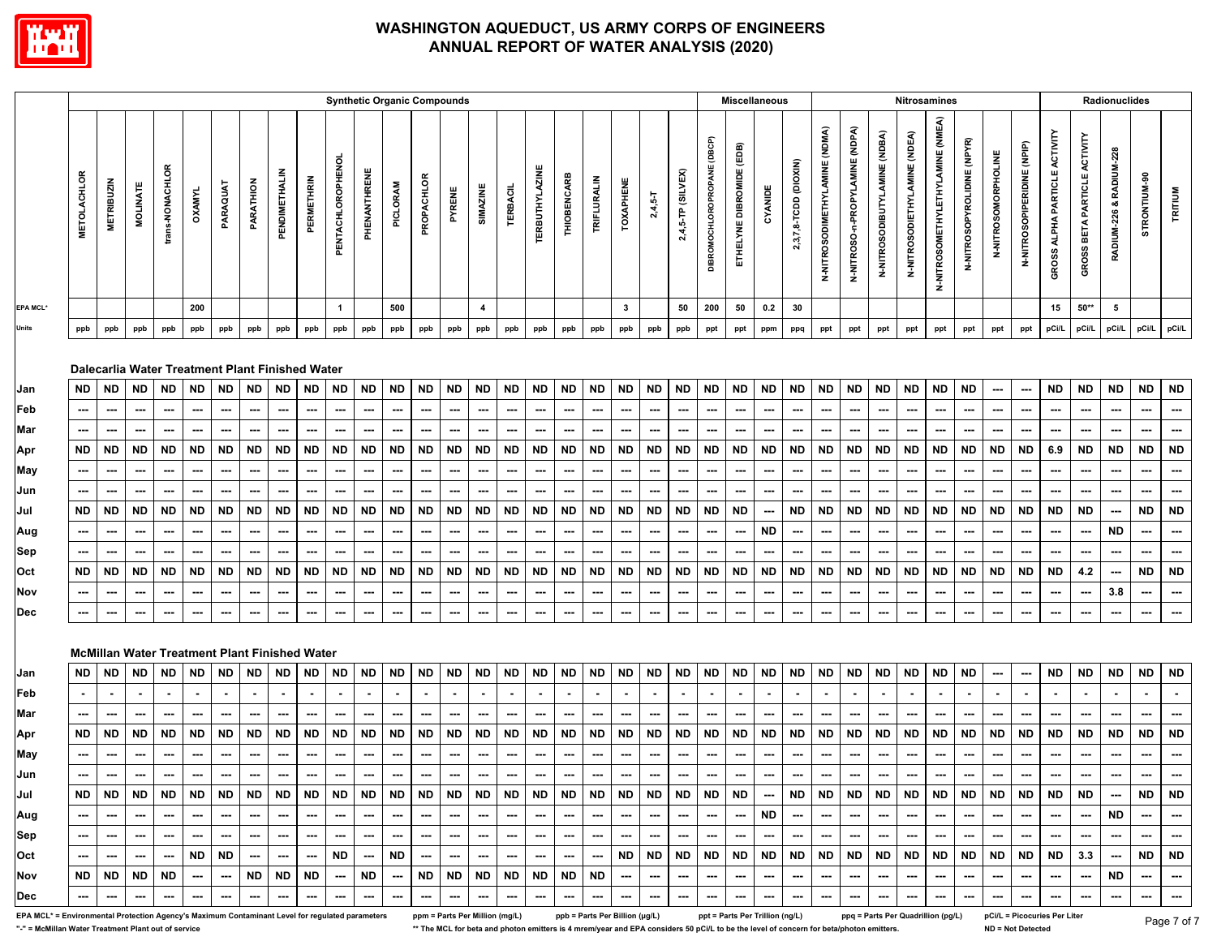# WASHINGTON AQUEDUCT, US ARMY CORPS OF ENGINEERS
## ANNUAL REPORT OF WATER ANALYSIS (2020)

| | Synthetic Organic Compounds | | | | | | | | | | | | | | | | | | | | | | Miscellaneous | | | | Nitrosamines | | | | | | | | Radionuclides | | | | |
|---|---|---|---|---|---|---|---|---|---|---|---|---|---|---|---|---|---|---|---|---|---|---|---|---|---|---|---|---|---|---|---|---|---|---|---|---|---|---|---|
| | METOLACHLOR | METRIBUZIN | MOLINATE | trans-NONACHLOR | OXAMYL | PARAQUAT | PARATHION | PENDIMETHALIN | PERMETHRIN | PENTACHLOROPHENOL | PHENANTHRENE | PICLORAM | PROPACHLOR | PYRENE | SIMAZINE | TERBACIL | TERBUTHYLAZINE | THIOBENCARB | TRIFLURALIN | TOXAPHENE | 2,4,5-T | 2,4,5-TP (SILVEX) | DIBROMOCHLOROPROPANE (DBCP) | ETHELYNE DIBROMIDE (EDB) | CYANIDE | 2,3,7,8-TCDD (DIOXIN) | N-NITROSODIMETHYLAMINE (NDMA) | N-NITROSO-n-PROPYLAMINE (NDPA) | N-NITROSODIBUTYLAMINE (NDBA) | N-NITROSODIETHYLAMINE (NDEA) | N-NITROSOMETHYLETHYLAMINE (NMEA) | N-NITROSOPYROLIDINE (NPYR) | N-NITROSOMORPHOLINE | N-NITROSOPIPERIDINE (NPIP) | GROSS ALPHA PARTICLE ACTIVITY | GROSS BETA PARTICLE ACTIVITY | RADIUM-226 & RADIUM-228 | STRONTIUM-90 | TRITIUM |
| EPA MCL* | | | | | 200 | | | | | 1 | | 500 | | | 4 | | | | | 3 | | 50 | 200 | 50 | 0.2 | 30 | | | | | | | | | 15 | 50** | 5 | | |
| Units | ppb | ppb | ppb | ppb | ppb | ppb | ppb | ppb | ppb | ppb | ppb | ppb | ppb | ppb | ppb | ppb | ppb | ppb | ppb | ppb | ppb | ppb | ppt | ppt | ppm | ppq | ppt | ppt | ppt | ppt | ppt | ppt | ppt | ppt | pCi/L | pCi/L | pCi/L | pCi/L | pCi/L |
| **Dalecarlia Water Treatment Plant Finished Water** | | | | | | | | | | | | | | | | | | | | | | | | | | | | | | | | | | | | | | | |
| Jan | ND | ND | ND | ND | ND | ND | ND | ND | ND | ND | ND | ND | ND | ND | ND | ND | ND | ND | ND | ND | ND | ND | ND | ND | ND | ND | ND | ND | ND | ND | ND | ND | --- | --- | ND | ND | ND | ND | ND |
| Feb | --- | --- | --- | --- | --- | --- | --- | --- | --- | --- | --- | --- | --- | --- | --- | --- | --- | --- | --- | --- | --- | --- | --- | --- | --- | --- | --- | --- | --- | --- | --- | --- | --- | --- | --- | --- | --- | --- | --- |
| Mar | --- | --- | --- | --- | --- | --- | --- | --- | --- | --- | --- | --- | --- | --- | --- | --- | --- | --- | --- | --- | --- | --- | --- | --- | --- | --- | --- | --- | --- | --- | --- | --- | --- | --- | --- | --- | --- | --- | --- |
| Apr | ND | ND | ND | ND | ND | ND | ND | ND | ND | ND | ND | ND | ND | ND | ND | ND | ND | ND | ND | ND | ND | ND | ND | ND | ND | ND | ND | ND | ND | ND | ND | ND | ND | ND | 6.9 | ND | ND | ND | ND |
| May | --- | --- | --- | --- | --- | --- | --- | --- | --- | --- | --- | --- | --- | --- | --- | --- | --- | --- | --- | --- | --- | --- | --- | --- | --- | --- | --- | --- | --- | --- | --- | --- | --- | --- | --- | --- | --- | --- | --- |
| Jun | --- | --- | --- | --- | --- | --- | --- | --- | --- | --- | --- | --- | --- | --- | --- | --- | --- | --- | --- | --- | --- | --- | --- | --- | --- | --- | --- | --- | --- | --- | --- | --- | --- | --- | --- | --- | --- | --- | --- |
| Jul | ND | ND | ND | ND | ND | ND | ND | ND | ND | ND | ND | ND | ND | ND | ND | ND | ND | ND | ND | ND | ND | ND | ND | ND | --- | ND | ND | ND | ND | ND | ND | ND | ND | ND | ND | ND | --- | ND | ND |
| Aug | --- | --- | --- | --- | --- | --- | --- | --- | --- | --- | --- | --- | --- | --- | --- | --- | --- | --- | --- | --- | --- | --- | --- | --- | ND | --- | --- | --- | --- | --- | --- | --- | --- | --- | --- | --- | ND | --- | --- |
| Sep | --- | --- | --- | --- | --- | --- | --- | --- | --- | --- | --- | --- | --- | --- | --- | --- | --- | --- | --- | --- | --- | --- | --- | --- | --- | --- | --- | --- | --- | --- | --- | --- | --- | --- | --- | --- | --- | --- | --- |
| Oct | ND | ND | ND | ND | ND | ND | ND | ND | ND | ND | ND | ND | ND | ND | ND | ND | ND | ND | ND | ND | ND | ND | ND | ND | ND | ND | ND | ND | ND | ND | ND | ND | ND | ND | ND | 4.2 | --- | ND | ND |
| Nov | --- | --- | --- | --- | --- | --- | --- | --- | --- | --- | --- | --- | --- | --- | --- | --- | --- | --- | --- | --- | --- | --- | --- | --- | --- | --- | --- | --- | --- | --- | --- | --- | --- | --- | --- | --- | 3.8 | --- | --- |
| Dec | --- | --- | --- | --- | --- | --- | --- | --- | --- | --- | --- | --- | --- | --- | --- | --- | --- | --- | --- | --- | --- | --- | --- | --- | --- | --- | --- | --- | --- | --- | --- | --- | --- | --- | --- | --- | --- | --- | --- |
| **McMillan Water Treatment Plant Finished Water** | | | | | | | | | | | | | | | | | | | | | | | | | | | | | | | | | | | | | | | |
| Jan | ND | ND | ND | ND | ND | ND | ND | ND | ND | ND | ND | ND | ND | ND | ND | ND | ND | ND | ND | ND | ND | ND | ND | ND | ND | ND | ND | ND | ND | ND | ND | ND | --- | --- | ND | ND | ND | ND | ND |
| Feb | - | - | - | - | - | - | - | - | - | - | - | - | - | - | - | - | - | - | - | - | - | - | - | - | - | - | - | - | - | - | - | - | - | - | - | - | - | - | - |
| Mar | --- | --- | --- | --- | --- | --- | --- | --- | --- | --- | --- | --- | --- | --- | --- | --- | --- | --- | --- | --- | --- | --- | --- | --- | --- | --- | --- | --- | --- | --- | --- | --- | --- | --- | --- | --- | --- | --- | --- |
| Apr | ND | ND | ND | ND | ND | ND | ND | ND | ND | ND | ND | ND | ND | ND | ND | ND | ND | ND | ND | ND | ND | ND | ND | ND | ND | ND | ND | ND | ND | ND | ND | ND | ND | ND | ND | ND | ND | ND | ND |
| May | --- | --- | --- | --- | --- | --- | --- | --- | --- | --- | --- | --- | --- | --- | --- | --- | --- | --- | --- | --- | --- | --- | --- | --- | --- | --- | --- | --- | --- | --- | --- | --- | --- | --- | --- | --- | --- | --- | --- |
| Jun | --- | --- | --- | --- | --- | --- | --- | --- | --- | --- | --- | --- | --- | --- | --- | --- | --- | --- | --- | --- | --- | --- | --- | --- | --- | --- | --- | --- | --- | --- | --- | --- | --- | --- | --- | --- | --- | --- | --- |
| Jul | ND | ND | ND | ND | ND | ND | ND | ND | ND | ND | ND | ND | ND | ND | ND | ND | ND | ND | ND | ND | ND | ND | ND | ND | --- | ND | ND | ND | ND | ND | ND | ND | ND | ND | ND | ND | --- | ND | ND |
| Aug | --- | --- | --- | --- | --- | --- | --- | --- | --- | --- | --- | --- | --- | --- | --- | --- | --- | --- | --- | --- | --- | --- | --- | --- | ND | --- | --- | --- | --- | --- | --- | --- | --- | --- | --- | --- | ND | --- | --- |
| Sep | --- | --- | --- | --- | --- | --- | --- | --- | --- | --- | --- | --- | --- | --- | --- | --- | --- | --- | --- | --- | --- | --- | --- | --- | --- | --- | --- | --- | --- | --- | --- | --- | --- | --- | --- | --- | --- | --- | --- |
| Oct | --- | --- | --- | --- | ND | ND | --- | --- | --- | ND | --- | ND | --- | --- | --- | --- | --- | --- | --- | ND | ND | ND | ND | ND | ND | ND | ND | ND | ND | ND | ND | ND | ND | ND | ND | 3.3 | --- | ND | ND |
| Nov | ND | ND | ND | ND | --- | --- | ND | ND | ND | --- | ND | --- | ND | ND | ND | ND | ND | ND | ND | --- | --- | --- | --- | --- | --- | --- | --- | --- | --- | --- | --- | --- | --- | --- | --- | --- | ND | --- | --- |
| Dec | --- | --- | --- | --- | --- | --- | --- | --- | --- | --- | --- | --- | --- | --- | --- | --- | --- | --- | --- | --- | --- | --- | --- | --- | --- | --- | --- | --- | --- | --- | --- | --- | --- | --- | --- | --- | --- | --- | --- |

EPA MCL* = Environmental Protection Agency's Maximum Contaminant Level for regulated parameters
"-" = McMillan Water Treatment Plant out of service

ppm = Parts Per Million (mg/L) ppb = Parts Per Billion (µg/L) ppt = Parts Per Trillion (ng/L) ppq = Parts Per Quadrillion (pg/L)

** The MCL for beta and photon emitters is 4 mrem/year and EPA considers 50 pCi/L to be the level of concern for beta/photon emitters.

pCi/L = Picocuries Per Liter
ND = Not Detected